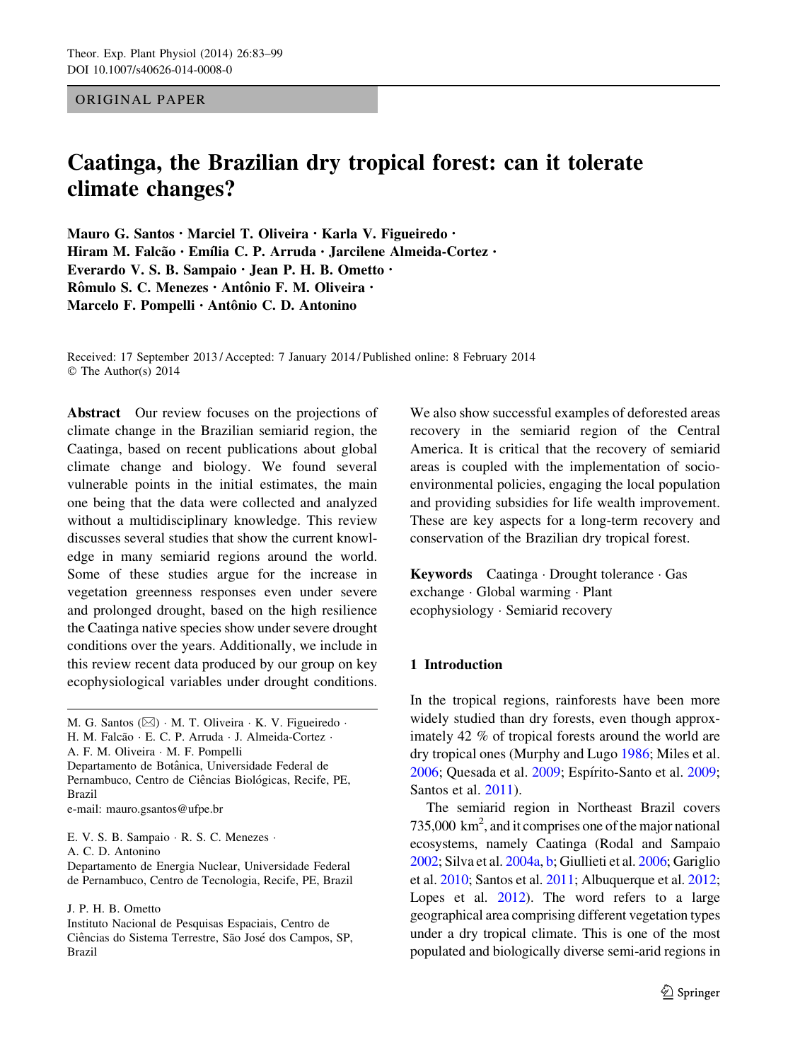ORIGINAL PAPER

# Caatinga, the Brazilian dry tropical forest: can it tolerate climate changes?

**Mauro G. Santos · Marciel T. Oliveira · Karla V. Figueiredo · Hiram M. Falcão · Emília C. P. Arruda · Jarcilene Almeida-Cortez · Everardo V. S. B. Sampaio · Jean P. H. B. Ometto · Rômulo S. C. Menezes · Antônio F. M. Oliveira · Marcelo F. Pompelli · Antônio C. D. Antonino**

Received: 17 September 2013 / Accepted: 7 January 2014 / Published online: 8 February 2014
© The Author(s) 2014

**Abstract** Our review focuses on the projections of climate change in the Brazilian semiarid region, the Caatinga, based on recent publications about global climate change and biology. We found several vulnerable points in the initial estimates, the main one being that the data were collected and analyzed without a multidisciplinary knowledge. This review discusses several studies that show the current knowledge in many semiarid regions around the world. Some of these studies argue for the increase in vegetation greenness responses even under severe and prolonged drought, based on the high resilience the Caatinga native species show under severe drought conditions over the years. Additionally, we include in this review recent data produced by our group on key ecophysiological variables under drought conditions. We also show successful examples of deforested areas recovery in the semiarid region of the Central America. It is critical that the recovery of semiarid areas is coupled with the implementation of socio-environmental policies, engaging the local population and providing subsidies for life wealth improvement. These are key aspects for a long-term recovery and conservation of the Brazilian dry tropical forest.

**Keywords** Caatinga · Drought tolerance · Gas exchange · Global warming · Plant ecophysiology · Semiarid recovery

M. G. Santos (✉) · M. T. Oliveira · K. V. Figueiredo · H. M. Falcão · E. C. P. Arruda · J. Almeida-Cortez · A. F. M. Oliveira · M. F. Pompelli
Departamento de Botânica, Universidade Federal de Pernambuco, Centro de Ciências Biológicas, Recife, PE, Brazil
e-mail: mauro.gsantos@ufpe.br

E. V. S. B. Sampaio · R. S. C. Menezes · A. C. D. Antonino
Departamento de Energia Nuclear, Universidade Federal de Pernambuco, Centro de Tecnologia, Recife, PE, Brazil

J. P. H. B. Ometto
Instituto Nacional de Pesquisas Espaciais, Centro de Ciências do Sistema Terrestre, São José dos Campos, SP, Brazil

## 1 Introduction

In the tropical regions, rainforests have been more widely studied than dry forests, even though approximately 42 % of tropical forests around the world are dry tropical ones (Murphy and Lugo 1986; Miles et al. 2006; Quesada et al. 2009; Espírito-Santo et al. 2009; Santos et al. 2011).

The semiarid region in Northeast Brazil covers 735,000 km$^2$, and it comprises one of the major national ecosystems, namely Caatinga (Rodal and Sampaio 2002; Silva et al. 2004a, b; Giullieti et al. 2006; Gariglio et al. 2010; Santos et al. 2011; Albuquerque et al. 2012; Lopes et al. 2012). The word refers to a large geographical area comprising different vegetation types under a dry tropical climate. This is one of the most populated and biologically diverse semi-arid regions in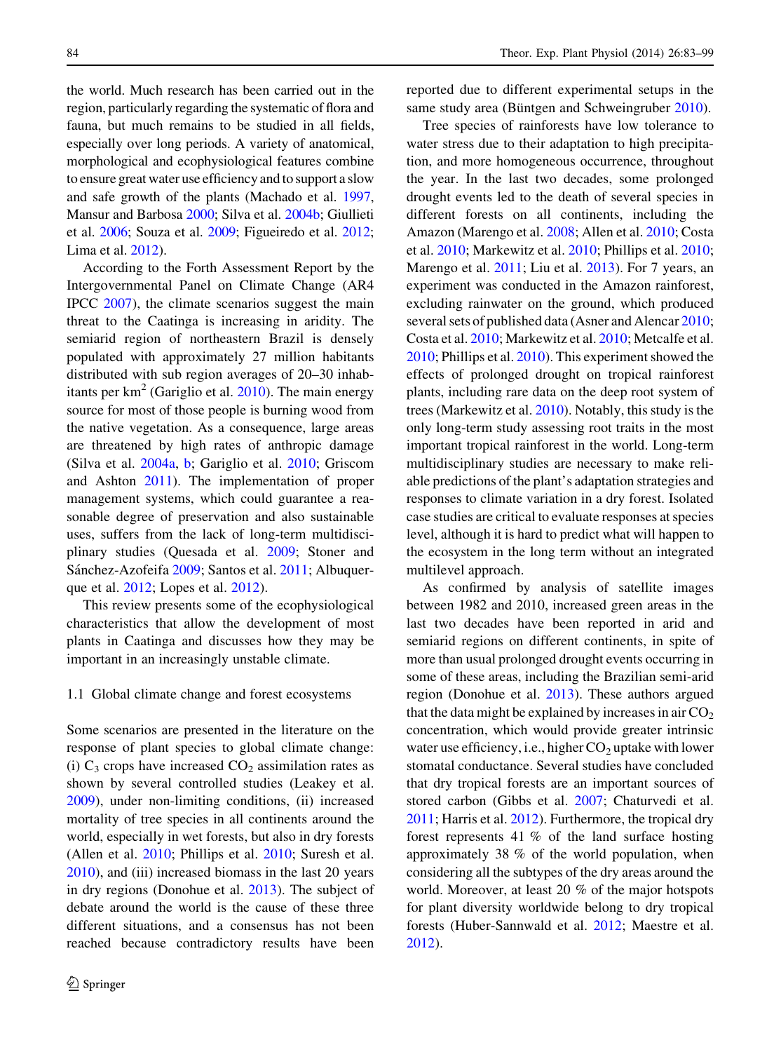the world. Much research has been carried out in the region, particularly regarding the systematic of flora and fauna, but much remains to be studied in all fields, especially over long periods. A variety of anatomical, morphological and ecophysiological features combine to ensure great water use efficiency and to support a slow and safe growth of the plants (Machado et al. 1997, Mansur and Barbosa 2000; Silva et al. 2004b; Giullieti et al. 2006; Souza et al. 2009; Figueiredo et al. 2012; Lima et al. 2012).

According to the Forth Assessment Report by the Intergovernmental Panel on Climate Change (AR4 IPCC 2007), the climate scenarios suggest the main threat to the Caatinga is increasing in aridity. The semiarid region of northeastern Brazil is densely populated with approximately 27 million habitants distributed with sub region averages of 20–30 inhabitants per km$^2$ (Gariglio et al. 2010). The main energy source for most of those people is burning wood from the native vegetation. As a consequence, large areas are threatened by high rates of anthropic damage (Silva et al. 2004a, b; Gariglio et al. 2010; Griscom and Ashton 2011). The implementation of proper management systems, which could guarantee a reasonable degree of preservation and also sustainable uses, suffers from the lack of long-term multidisciplinary studies (Quesada et al. 2009; Stoner and Sánchez-Azofeifa 2009; Santos et al. 2011; Albuquerque et al. 2012; Lopes et al. 2012).

This review presents some of the ecophysiological characteristics that allow the development of most plants in Caatinga and discusses how they may be important in an increasingly unstable climate.

### 1.1 Global climate change and forest ecosystems

Some scenarios are presented in the literature on the response of plant species to global climate change: (i) $C_3$ crops have increased $CO_2$ assimilation rates as shown by several controlled studies (Leakey et al. 2009), under non-limiting conditions, (ii) increased mortality of tree species in all continents around the world, especially in wet forests, but also in dry forests (Allen et al. 2010; Phillips et al. 2010; Suresh et al. 2010), and (iii) increased biomass in the last 20 years in dry regions (Donohue et al. 2013). The subject of debate around the world is the cause of these three different situations, and a consensus has not been reached because contradictory results have been reported due to different experimental setups in the same study area (Büntgen and Schweingruber 2010).

Tree species of rainforests have low tolerance to water stress due to their adaptation to high precipitation, and more homogeneous occurrence, throughout the year. In the last two decades, some prolonged drought events led to the death of several species in different forests on all continents, including the Amazon (Marengo et al. 2008; Allen et al. 2010; Costa et al. 2010; Markewitz et al. 2010; Phillips et al. 2010; Marengo et al. 2011; Liu et al. 2013). For 7 years, an experiment was conducted in the Amazon rainforest, excluding rainwater on the ground, which produced several sets of published data (Asner and Alencar 2010; Costa et al. 2010; Markewitz et al. 2010; Metcalfe et al. 2010; Phillips et al. 2010). This experiment showed the effects of prolonged drought on tropical rainforest plants, including rare data on the deep root system of trees (Markewitz et al. 2010). Notably, this study is the only long-term study assessing root traits in the most important tropical rainforest in the world. Long-term multidisciplinary studies are necessary to make reliable predictions of the plant's adaptation strategies and responses to climate variation in a dry forest. Isolated case studies are critical to evaluate responses at species level, although it is hard to predict what will happen to the ecosystem in the long term without an integrated multilevel approach.

As confirmed by analysis of satellite images between 1982 and 2010, increased green areas in the last two decades have been reported in arid and semiarid regions on different continents, in spite of more than usual prolonged drought events occurring in some of these areas, including the Brazilian semi-arid region (Donohue et al. 2013). These authors argued that the data might be explained by increases in air $CO_2$ concentration, which would provide greater intrinsic water use efficiency, i.e., higher $CO_2$ uptake with lower stomatal conductance. Several studies have concluded that dry tropical forests are an important sources of stored carbon (Gibbs et al. 2007; Chaturvedi et al. 2011; Harris et al. 2012). Furthermore, the tropical dry forest represents 41 % of the land surface hosting approximately 38 % of the world population, when considering all the subtypes of the dry areas around the world. Moreover, at least 20 % of the major hotspots for plant diversity worldwide belong to dry tropical forests (Huber-Sannwald et al. 2012; Maestre et al. 2012).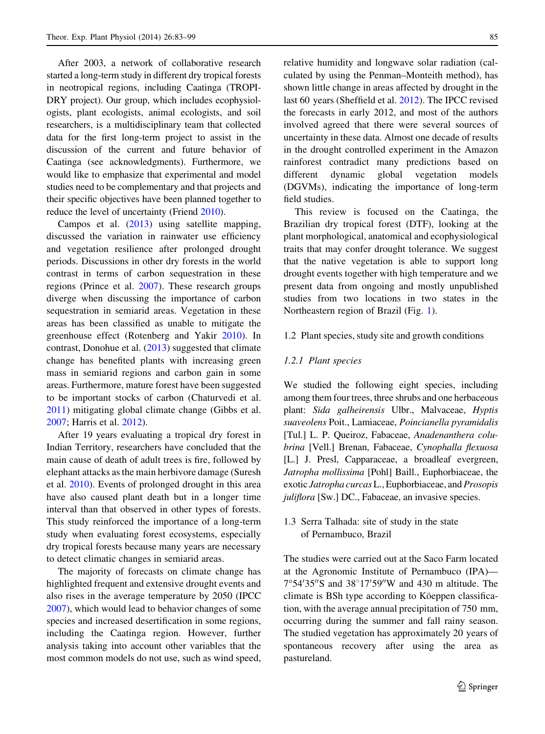After 2003, a network of collaborative research started a long-term study in different dry tropical forests in neotropical regions, including Caatinga (TROPI-DRY project). Our group, which includes ecophysiologists, plant ecologists, animal ecologists, and soil researchers, is a multidisciplinary team that collected data for the first long-term project to assist in the discussion of the current and future behavior of Caatinga (see acknowledgments). Furthermore, we would like to emphasize that experimental and model studies need to be complementary and that projects and their specific objectives have been planned together to reduce the level of uncertainty (Friend 2010).

Campos et al. (2013) using satellite mapping, discussed the variation in rainwater use efficiency and vegetation resilience after prolonged drought periods. Discussions in other dry forests in the world contrast in terms of carbon sequestration in these regions (Prince et al. 2007). These research groups diverge when discussing the importance of carbon sequestration in semiarid areas. Vegetation in these areas has been classified as unable to mitigate the greenhouse effect (Rotenberg and Yakir 2010). In contrast, Donohue et al. (2013) suggested that climate change has benefited plants with increasing green mass in semiarid regions and carbon gain in some areas. Furthermore, mature forest have been suggested to be important stocks of carbon (Chaturvedi et al. 2011) mitigating global climate change (Gibbs et al. 2007; Harris et al. 2012).

After 19 years evaluating a tropical dry forest in Indian Territory, researchers have concluded that the main cause of death of adult trees is fire, followed by elephant attacks as the main herbivore damage (Suresh et al. 2010). Events of prolonged drought in this area have also caused plant death but in a longer time interval than that observed in other types of forests. This study reinforced the importance of a long-term study when evaluating forest ecosystems, especially dry tropical forests because many years are necessary to detect climatic changes in semiarid areas.

The majority of forecasts on climate change has highlighted frequent and extensive drought events and also rises in the average temperature by 2050 (IPCC 2007), which would lead to behavior changes of some species and increased desertification in some regions, including the Caatinga region. However, further analysis taking into account other variables that the most common models do not use, such as wind speed, relative humidity and longwave solar radiation (calculated by using the Penman–Monteith method), has shown little change in areas affected by drought in the last 60 years (Sheffield et al. 2012). The IPCC revised the forecasts in early 2012, and most of the authors involved agreed that there were several sources of uncertainty in these data. Almost one decade of results in the drought controlled experiment in the Amazon rainforest contradict many predictions based on different dynamic global vegetation models (DGVMs), indicating the importance of long-term field studies.

This review is focused on the Caatinga, the Brazilian dry tropical forest (DTF), looking at the plant morphological, anatomical and ecophysiological traits that may confer drought tolerance. We suggest that the native vegetation is able to support long drought events together with high temperature and we present data from ongoing and mostly unpublished studies from two locations in two states in the Northeastern region of Brazil (Fig. 1).

## 1.2 Plant species, study site and growth conditions

### 1.2.1 Plant species

We studied the following eight species, including among them four trees, three shrubs and one herbaceous plant: *Sida galheirensis* Ulbr., Malvaceae, *Hyptis suaveolens* Poit., Lamiaceae, *Poincianella pyramidalis* [Tul.] L. P. Queiroz, Fabaceae, *Anadenanthera colubrina* [Vell.] Brenan, Fabaceae, *Cynophalla flexuosa* [L.] J. Presl, Capparaceae, a broadleaf evergreen, *Jatropha mollissima* [Pohl] Baill., Euphorbiaceae, the exotic *Jatropha curcas* L., Euphorbiaceae, and *Prosopis juliflora* [Sw.] DC., Fabaceae, an invasive species.

## 1.3 Serra Talhada: site of study in the state of Pernambuco, Brazil

The studies were carried out at the Saco Farm located at the Agronomic Institute of Pernambuco (IPA)—7°54′35″S and 38°17′59″W and 430 m altitude. The climate is BSh type according to Köeppen classification, with the average annual precipitation of 750 mm, occurring during the summer and fall rainy season. The studied vegetation has approximately 20 years of spontaneous recovery after using the area as pastureland.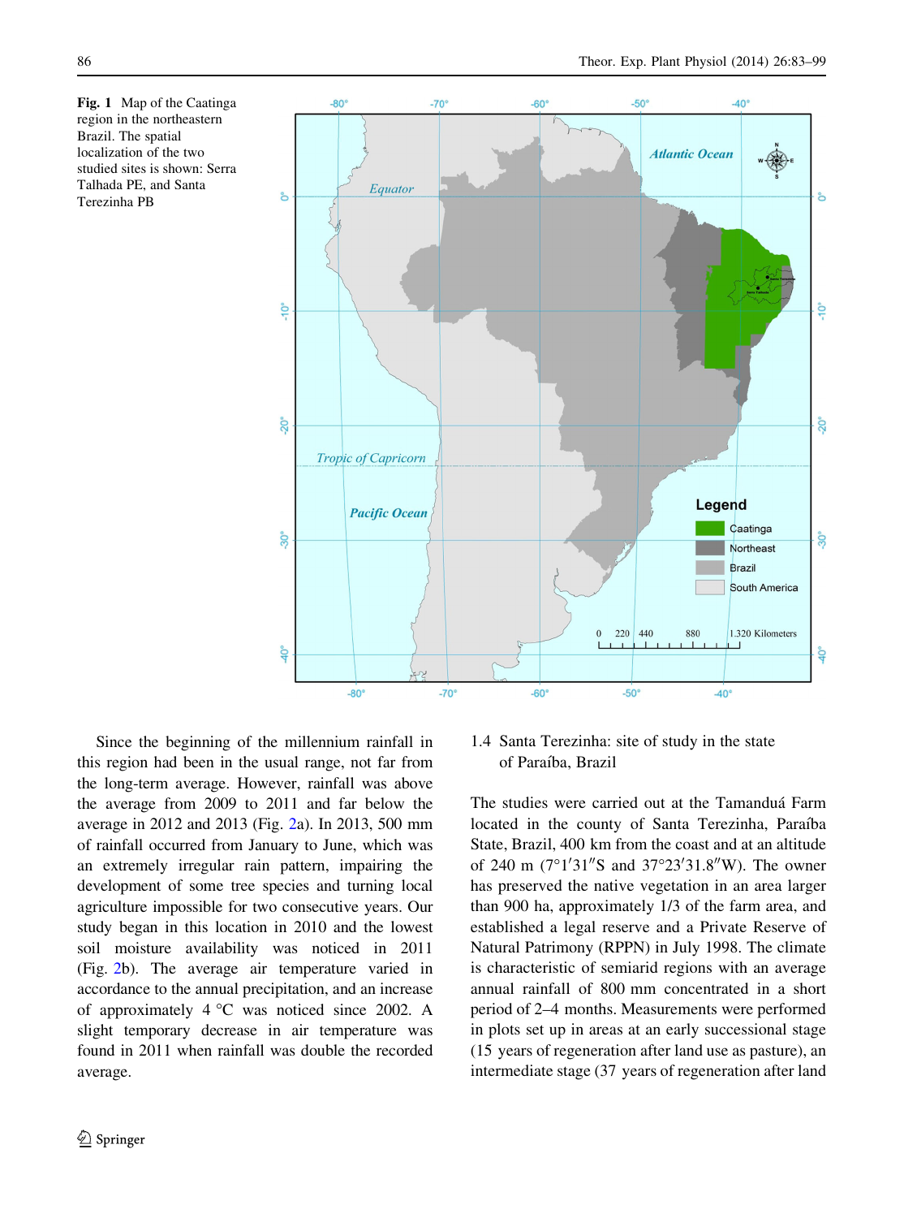**Fig. 1** Map of the Caatinga region in the northeastern Brazil. The spatial localization of the two studied sites is shown: Serra Talhada PE, and Santa Terezinha PB

Since the beginning of the millennium rainfall in this region had been in the usual range, not far from the long-term average. However, rainfall was above the average from 2009 to 2011 and far below the average in 2012 and 2013 (Fig. 2a). In 2013, 500 mm of rainfall occurred from January to June, which was an extremely irregular rain pattern, impairing the development of some tree species and turning local agriculture impossible for two consecutive years. Our study began in this location in 2010 and the lowest soil moisture availability was noticed in 2011 (Fig. 2b). The average air temperature varied in accordance to the annual precipitation, and an increase of approximately 4 °C was noticed since 2002. A slight temporary decrease in air temperature was found in 2011 when rainfall was double the recorded average.

### 1.4 Santa Terezinha: site of study in the state of Paraíba, Brazil

The studies were carried out at the Tamanduá Farm located in the county of Santa Terezinha, Paraíba State, Brazil, 400 km from the coast and at an altitude of 240 m (7°1′31″S and 37°23′31.8″W). The owner has preserved the native vegetation in an area larger than 900 ha, approximately 1/3 of the farm area, and established a legal reserve and a Private Reserve of Natural Patrimony (RPPN) in July 1998. The climate is characteristic of semiarid regions with an average annual rainfall of 800 mm concentrated in a short period of 2–4 months. Measurements were performed in plots set up in areas at an early successional stage (15 years of regeneration after land use as pasture), an intermediate stage (37 years of regeneration after land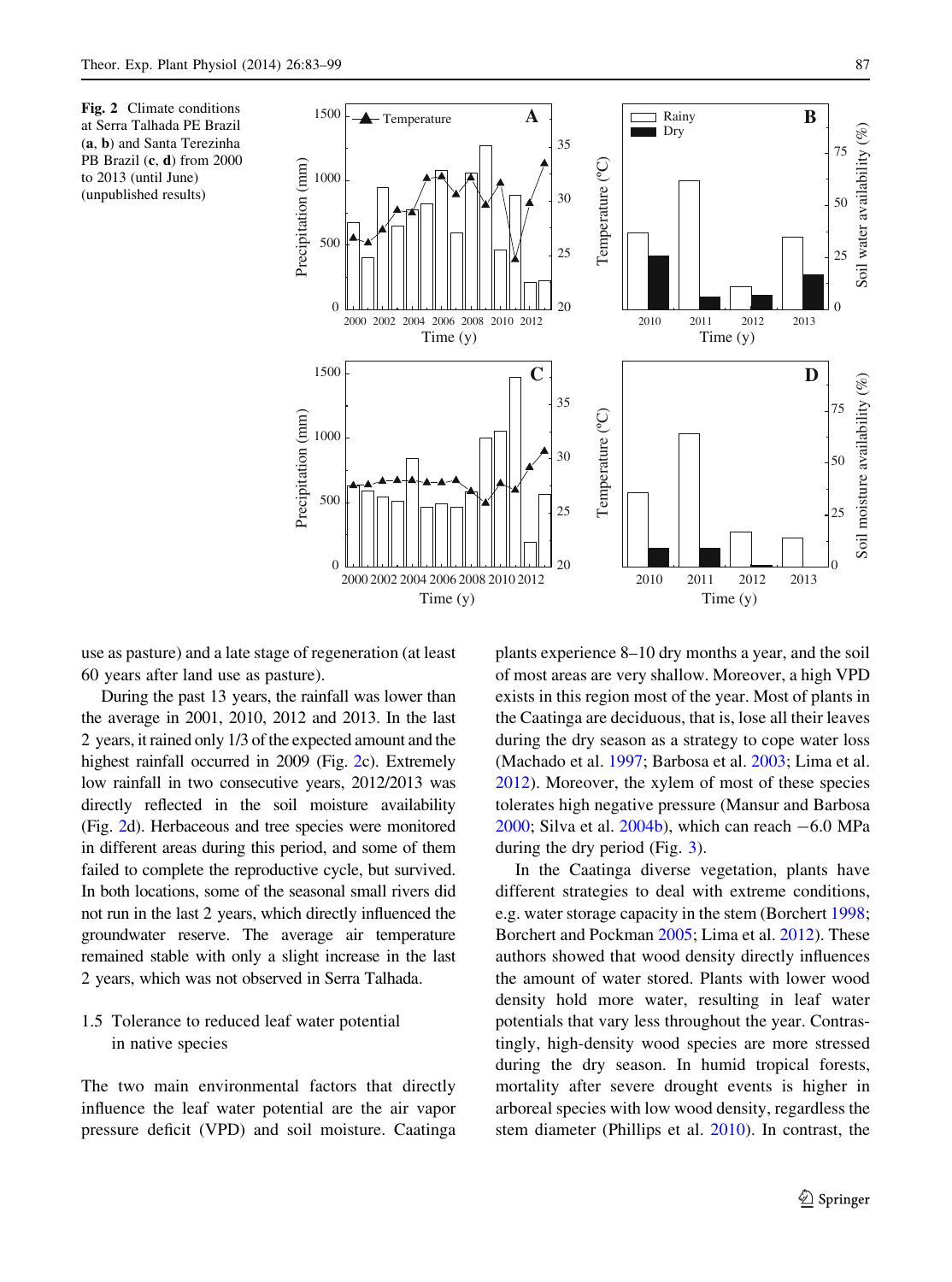**Fig. 2** Climate conditions at Serra Talhada PE Brazil (**a**, **b**) and Santa Terezinha PB Brazil (**c**, **d**) from 2000 to 2013 (until June) (unpublished results)

use as pasture) and a late stage of regeneration (at least 60 years after land use as pasture).

During the past 13 years, the rainfall was lower than the average in 2001, 2010, 2012 and 2013. In the last 2 years, it rained only 1/3 of the expected amount and the highest rainfall occurred in 2009 (Fig. 2c). Extremely low rainfall in two consecutive years, 2012/2013 was directly reflected in the soil moisture availability (Fig. 2d). Herbaceous and tree species were monitored in different areas during this period, and some of them failed to complete the reproductive cycle, but survived. In both locations, some of the seasonal small rivers did not run in the last 2 years, which directly influenced the groundwater reserve. The average air temperature remained stable with only a slight increase in the last 2 years, which was not observed in Serra Talhada.

## 1.5 Tolerance to reduced leaf water potential in native species

The two main environmental factors that directly influence the leaf water potential are the air vapor pressure deficit (VPD) and soil moisture. Caatinga plants experience 8–10 dry months a year, and the soil of most areas are very shallow. Moreover, a high VPD exists in this region most of the year. Most of plants in the Caatinga are deciduous, that is, lose all their leaves during the dry season as a strategy to cope water loss (Machado et al. 1997; Barbosa et al. 2003; Lima et al. 2012). Moreover, the xylem of most of these species tolerates high negative pressure (Mansur and Barbosa 2000; Silva et al. 2004b), which can reach −6.0 MPa during the dry period (Fig. 3).

In the Caatinga diverse vegetation, plants have different strategies to deal with extreme conditions, e.g. water storage capacity in the stem (Borchert 1998; Borchert and Pockman 2005; Lima et al. 2012). These authors showed that wood density directly influences the amount of water stored. Plants with lower wood density hold more water, resulting in leaf water potentials that vary less throughout the year. Contrastingly, high-density wood species are more stressed during the dry season. In humid tropical forests, mortality after severe drought events is higher in arboreal species with low wood density, regardless the stem diameter (Phillips et al. 2010). In contrast, the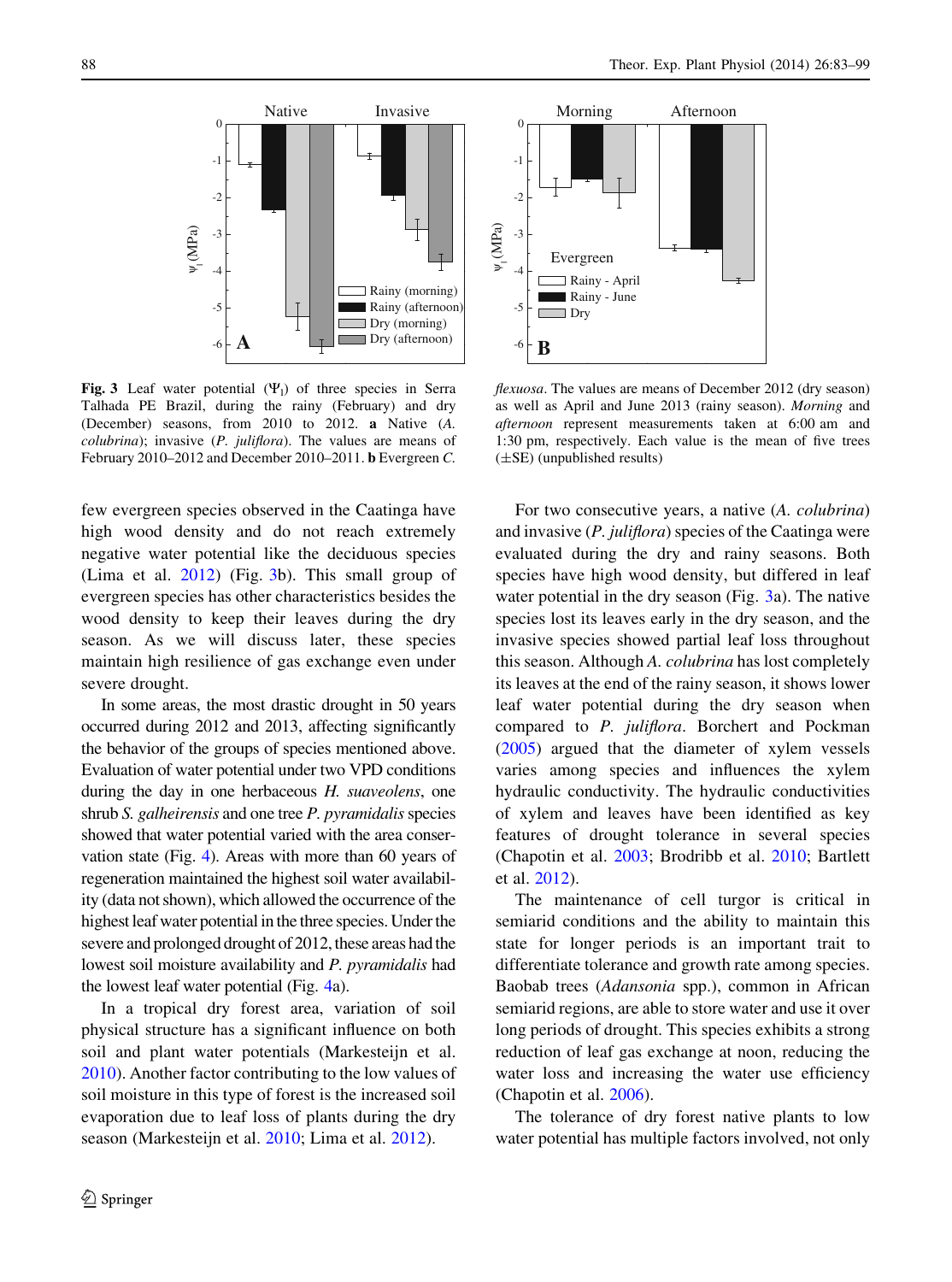**Fig. 3** Leaf water potential ($\Psi_l$) of three species in Serra Talhada PE Brazil, during the rainy (February) and dry (December) seasons, from 2010 to 2012. **a** Native (*A. colubrina*); invasive (*P. juliflora*). The values are means of February 2010–2012 and December 2010–2011. **b** Evergreen *C. flexuosa*. The values are means of December 2012 (dry season) as well as April and June 2013 (rainy season). *Morning* and *afternoon* represent measurements taken at 6:00 am and 1:30 pm, respectively. Each value is the mean of five trees (±SE) (unpublished results)

few evergreen species observed in the Caatinga have high wood density and do not reach extremely negative water potential like the deciduous species (Lima et al. 2012) (Fig. 3b). This small group of evergreen species has other characteristics besides the wood density to keep their leaves during the dry season. As we will discuss later, these species maintain high resilience of gas exchange even under severe drought.

In some areas, the most drastic drought in 50 years occurred during 2012 and 2013, affecting significantly the behavior of the groups of species mentioned above. Evaluation of water potential under two VPD conditions during the day in one herbaceous *H. suaveolens*, one shrub *S. galheirensis* and one tree *P. pyramidalis* species showed that water potential varied with the area conservation state (Fig. 4). Areas with more than 60 years of regeneration maintained the highest soil water availability (data not shown), which allowed the occurrence of the highest leaf water potential in the three species. Under the severe and prolonged drought of 2012, these areas had the lowest soil moisture availability and *P. pyramidalis* had the lowest leaf water potential (Fig. 4a).

In a tropical dry forest area, variation of soil physical structure has a significant influence on both soil and plant water potentials (Markesteijn et al. 2010). Another factor contributing to the low values of soil moisture in this type of forest is the increased soil evaporation due to leaf loss of plants during the dry season (Markesteijn et al. 2010; Lima et al. 2012).

For two consecutive years, a native (*A. colubrina*) and invasive (*P. juliflora*) species of the Caatinga were evaluated during the dry and rainy seasons. Both species have high wood density, but differed in leaf water potential in the dry season (Fig. 3a). The native species lost its leaves early in the dry season, and the invasive species showed partial leaf loss throughout this season. Although *A. colubrina* has lost completely its leaves at the end of the rainy season, it shows lower leaf water potential during the dry season when compared to *P. juliflora*. Borchert and Pockman (2005) argued that the diameter of xylem vessels varies among species and influences the xylem hydraulic conductivity. The hydraulic conductivities of xylem and leaves have been identified as key features of drought tolerance in several species (Chapotin et al. 2003; Brodribb et al. 2010; Bartlett et al. 2012).

The maintenance of cell turgor is critical in semiarid conditions and the ability to maintain this state for longer periods is an important trait to differentiate tolerance and growth rate among species. Baobab trees (*Adansonia* spp.), common in African semiarid regions, are able to store water and use it over long periods of drought. This species exhibits a strong reduction of leaf gas exchange at noon, reducing the water loss and increasing the water use efficiency (Chapotin et al. 2006).

The tolerance of dry forest native plants to low water potential has multiple factors involved, not only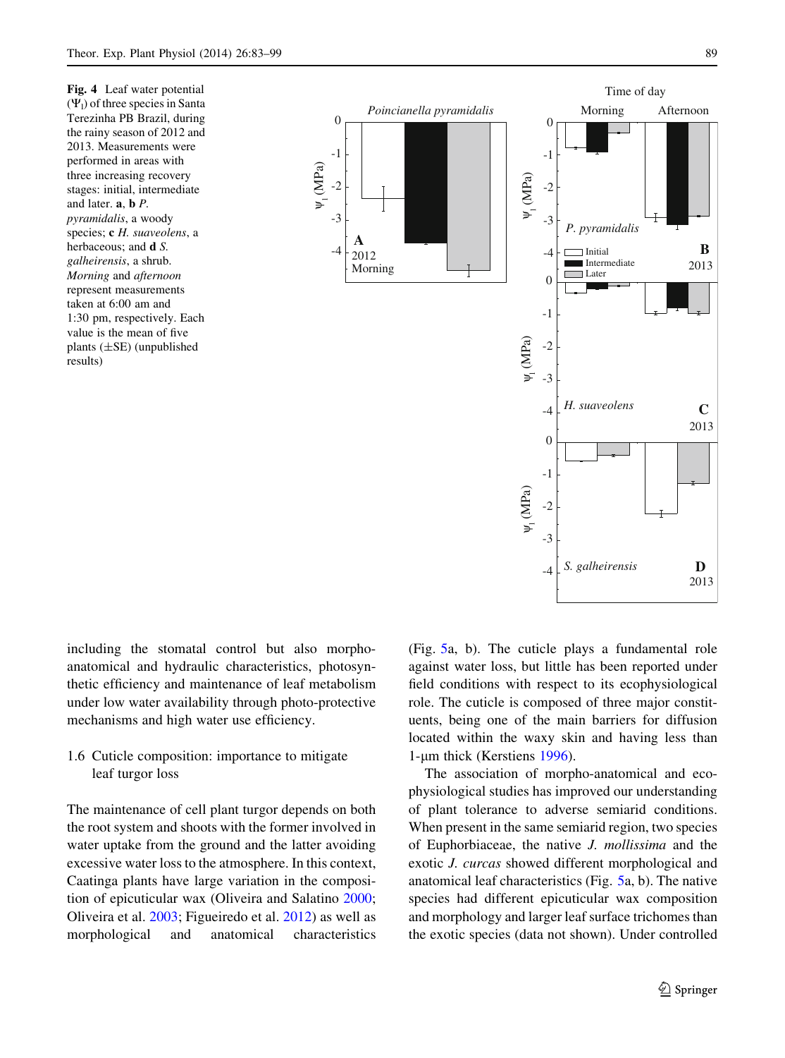**Fig. 4** Leaf water potential ($\Psi_l$) of three species in Santa Terezinha PB Brazil, during the rainy season of 2012 and 2013. Measurements were performed in areas with three increasing recovery stages: initial, intermediate and later. **a**, **b** *P. pyramidalis*, a woody species; **c** *H. suaveolens*, a herbaceous; and **d** *S. galheirensis*, a shrub. *Morning* and *afternoon* represent measurements taken at 6:00 am and 1:30 pm, respectively. Each value is the mean of five plants (±SE) (unpublished results)

including the stomatal control but also morpho-anatomical and hydraulic characteristics, photosynthetic efficiency and maintenance of leaf metabolism under low water availability through photo-protective mechanisms and high water use efficiency.

### 1.6 Cuticle composition: importance to mitigate leaf turgor loss

The maintenance of cell plant turgor depends on both the root system and shoots with the former involved in water uptake from the ground and the latter avoiding excessive water loss to the atmosphere. In this context, Caatinga plants have large variation in the composition of epicuticular wax (Oliveira and Salatino 2000; Oliveira et al. 2003; Figueiredo et al. 2012) as well as morphological and anatomical characteristics (Fig. 5a, b). The cuticle plays a fundamental role against water loss, but little has been reported under field conditions with respect to its ecophysiological role. The cuticle is composed of three major constituents, being one of the main barriers for diffusion located within the waxy skin and having less than 1-µm thick (Kerstiens 1996).

The association of morpho-anatomical and ecophysiological studies has improved our understanding of plant tolerance to adverse semiarid conditions. When present in the same semiarid region, two species of Euphorbiaceae, the native *J. mollissima* and the exotic *J. curcas* showed different morphological and anatomical leaf characteristics (Fig. 5a, b). The native species had different epicuticular wax composition and morphology and larger leaf surface trichomes than the exotic species (data not shown). Under controlled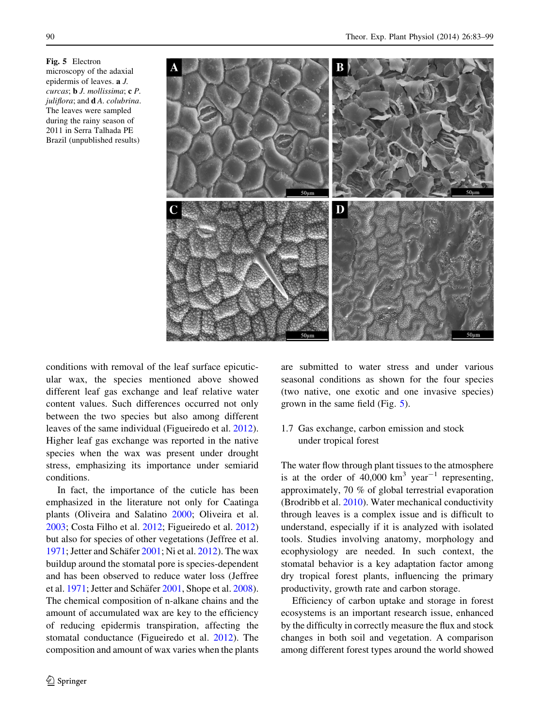**Fig. 5** Electron microscopy of the adaxial epidermis of leaves. **a** *J. curcas*; **b** *J. mollissima*; **c** *P. juliflora*; and **d** *A. colubrina*. The leaves were sampled during the rainy season of 2011 in Serra Talhada PE Brazil (unpublished results)

conditions with removal of the leaf surface epicuticular wax, the species mentioned above showed different leaf gas exchange and leaf relative water content values. Such differences occurred not only between the two species but also among different leaves of the same individual (Figueiredo et al. 2012). Higher leaf gas exchange was reported in the native species when the wax was present under drought stress, emphasizing its importance under semiarid conditions.

In fact, the importance of the cuticle has been emphasized in the literature not only for Caatinga plants (Oliveira and Salatino 2000; Oliveira et al. 2003; Costa Filho et al. 2012; Figueiredo et al. 2012) but also for species of other vegetations (Jeffree et al. 1971; Jetter and Schäfer 2001; Ni et al. 2012). The wax buildup around the stomatal pore is species-dependent and has been observed to reduce water loss (Jeffree et al. 1971; Jetter and Schäfer 2001, Shope et al. 2008). The chemical composition of n-alkane chains and the amount of accumulated wax are key to the efficiency of reducing epidermis transpiration, affecting the stomatal conductance (Figueiredo et al. 2012). The composition and amount of wax varies when the plants are submitted to water stress and under various seasonal conditions as shown for the four species (two native, one exotic and one invasive species) grown in the same field (Fig. 5).

### 1.7 Gas exchange, carbon emission and stock under tropical forest

The water flow through plant tissues to the atmosphere is at the order of 40,000 $km^3$ $year^{-1}$ representing, approximately, 70 % of global terrestrial evaporation (Brodribb et al. 2010). Water mechanical conductivity through leaves is a complex issue and is difficult to understand, especially if it is analyzed with isolated tools. Studies involving anatomy, morphology and ecophysiology are needed. In such context, the stomatal behavior is a key adaptation factor among dry tropical forest plants, influencing the primary productivity, growth rate and carbon storage.

Efficiency of carbon uptake and storage in forest ecosystems is an important research issue, enhanced by the difficulty in correctly measure the flux and stock changes in both soil and vegetation. A comparison among different forest types around the world showed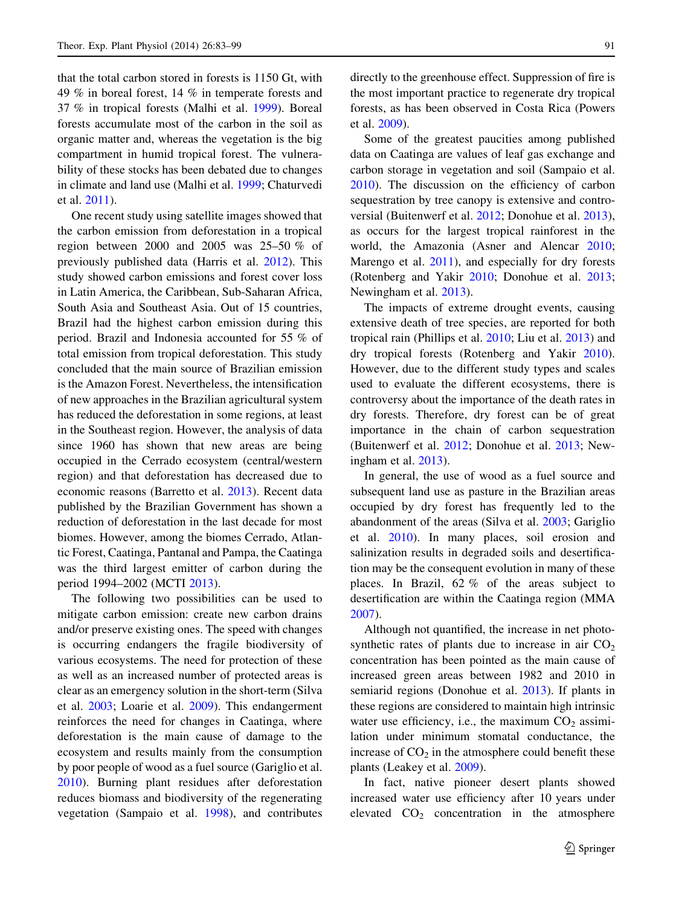that the total carbon stored in forests is 1150 Gt, with 49 % in boreal forest, 14 % in temperate forests and 37 % in tropical forests (Malhi et al. 1999). Boreal forests accumulate most of the carbon in the soil as organic matter and, whereas the vegetation is the big compartment in humid tropical forest. The vulnerability of these stocks has been debated due to changes in climate and land use (Malhi et al. 1999; Chaturvedi et al. 2011).

One recent study using satellite images showed that the carbon emission from deforestation in a tropical region between 2000 and 2005 was 25–50 % of previously published data (Harris et al. 2012). This study showed carbon emissions and forest cover loss in Latin America, the Caribbean, Sub-Saharan Africa, South Asia and Southeast Asia. Out of 15 countries, Brazil had the highest carbon emission during this period. Brazil and Indonesia accounted for 55 % of total emission from tropical deforestation. This study concluded that the main source of Brazilian emission is the Amazon Forest. Nevertheless, the intensification of new approaches in the Brazilian agricultural system has reduced the deforestation in some regions, at least in the Southeast region. However, the analysis of data since 1960 has shown that new areas are being occupied in the Cerrado ecosystem (central/western region) and that deforestation has decreased due to economic reasons (Barretto et al. 2013). Recent data published by the Brazilian Government has shown a reduction of deforestation in the last decade for most biomes. However, among the biomes Cerrado, Atlantic Forest, Caatinga, Pantanal and Pampa, the Caatinga was the third largest emitter of carbon during the period 1994–2002 (MCTI 2013).

The following two possibilities can be used to mitigate carbon emission: create new carbon drains and/or preserve existing ones. The speed with changes is occurring endangers the fragile biodiversity of various ecosystems. The need for protection of these as well as an increased number of protected areas is clear as an emergency solution in the short-term (Silva et al. 2003; Loarie et al. 2009). This endangerment reinforces the need for changes in Caatinga, where deforestation is the main cause of damage to the ecosystem and results mainly from the consumption by poor people of wood as a fuel source (Gariglio et al. 2010). Burning plant residues after deforestation reduces biomass and biodiversity of the regenerating vegetation (Sampaio et al. 1998), and contributes directly to the greenhouse effect. Suppression of fire is the most important practice to regenerate dry tropical forests, as has been observed in Costa Rica (Powers et al. 2009).

Some of the greatest paucities among published data on Caatinga are values of leaf gas exchange and carbon storage in vegetation and soil (Sampaio et al. 2010). The discussion on the efficiency of carbon sequestration by tree canopy is extensive and controversial (Buitenwerf et al. 2012; Donohue et al. 2013), as occurs for the largest tropical rainforest in the world, the Amazonia (Asner and Alencar 2010; Marengo et al. 2011), and especially for dry forests (Rotenberg and Yakir 2010; Donohue et al. 2013; Newingham et al. 2013).

The impacts of extreme drought events, causing extensive death of tree species, are reported for both tropical rain (Phillips et al. 2010; Liu et al. 2013) and dry tropical forests (Rotenberg and Yakir 2010). However, due to the different study types and scales used to evaluate the different ecosystems, there is controversy about the importance of the death rates in dry forests. Therefore, dry forest can be of great importance in the chain of carbon sequestration (Buitenwerf et al. 2012; Donohue et al. 2013; Newingham et al. 2013).

In general, the use of wood as a fuel source and subsequent land use as pasture in the Brazilian areas occupied by dry forest has frequently led to the abandonment of the areas (Silva et al. 2003; Gariglio et al. 2010). In many places, soil erosion and salinization results in degraded soils and desertification may be the consequent evolution in many of these places. In Brazil, 62 % of the areas subject to desertification are within the Caatinga region (MMA 2007).

Although not quantified, the increase in net photosynthetic rates of plants due to increase in air $CO_2$ concentration has been pointed as the main cause of increased green areas between 1982 and 2010 in semiarid regions (Donohue et al. 2013). If plants in these regions are considered to maintain high intrinsic water use efficiency, i.e., the maximum $CO_2$ assimilation under minimum stomatal conductance, the increase of $CO_2$ in the atmosphere could benefit these plants (Leakey et al. 2009).

In fact, native pioneer desert plants showed increased water use efficiency after 10 years under elevated $CO_2$ concentration in the atmosphere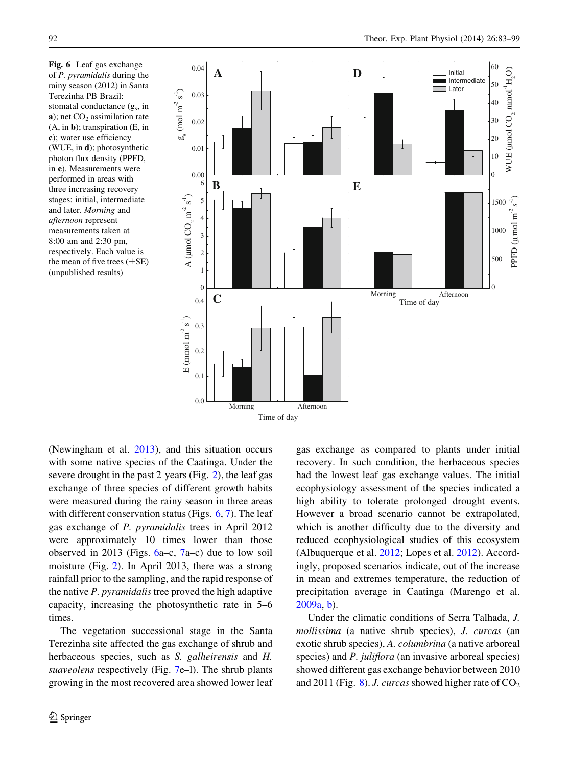**Fig. 6** Leaf gas exchange of *P. pyramidalis* during the rainy season (2012) in Santa Terezinha PB Brazil: stomatal conductance ($g_s$, in **a**); net $CO_2$ assimilation rate (A, in **b**); transpiration (E, in **c**); water use efficiency (WUE, in **d**); photosynthetic photon flux density (PPFD, in **e**). Measurements were performed in areas with three increasing recovery stages: initial, intermediate and later. *Morning* and *afternoon* represent measurements taken at 8:00 am and 2:30 pm, respectively. Each value is the mean of five trees (±SE) (unpublished results)

(Newingham et al. 2013), and this situation occurs with some native species of the Caatinga. Under the severe drought in the past 2 years (Fig. 2), the leaf gas exchange of three species of different growth habits were measured during the rainy season in three areas with different conservation status (Figs. 6, 7). The leaf gas exchange of *P. pyramidalis* trees in April 2012 were approximately 10 times lower than those observed in 2013 (Figs. 6a–c, 7a–c) due to low soil moisture (Fig. 2). In April 2013, there was a strong rainfall prior to the sampling, and the rapid response of the native *P. pyramidalis* tree proved the high adaptive capacity, increasing the photosynthetic rate in 5–6 times.

The vegetation successional stage in the Santa Terezinha site affected the gas exchange of shrub and herbaceous species, such as *S. galheirensis* and *H. suaveolens* respectively (Fig. 7e–l). The shrub plants growing in the most recovered area showed lower leaf gas exchange as compared to plants under initial recovery. In such condition, the herbaceous species had the lowest leaf gas exchange values. The initial ecophysiology assessment of the species indicated a high ability to tolerate prolonged drought events. However a broad scenario cannot be extrapolated, which is another difficulty due to the diversity and reduced ecophysiological studies of this ecosystem (Albuquerque et al. 2012; Lopes et al. 2012). Accordingly, proposed scenarios indicate, out of the increase in mean and extremes temperature, the reduction of precipitation average in Caatinga (Marengo et al. 2009a, b).

Under the climatic conditions of Serra Talhada, *J. mollissima* (a native shrub species), *J. curcas* (an exotic shrub species), *A. columbrina* (a native arboreal species) and *P. juliflora* (an invasive arboreal species) showed different gas exchange behavior between 2010 and 2011 (Fig. 8). *J. curcas* showed higher rate of $CO_2$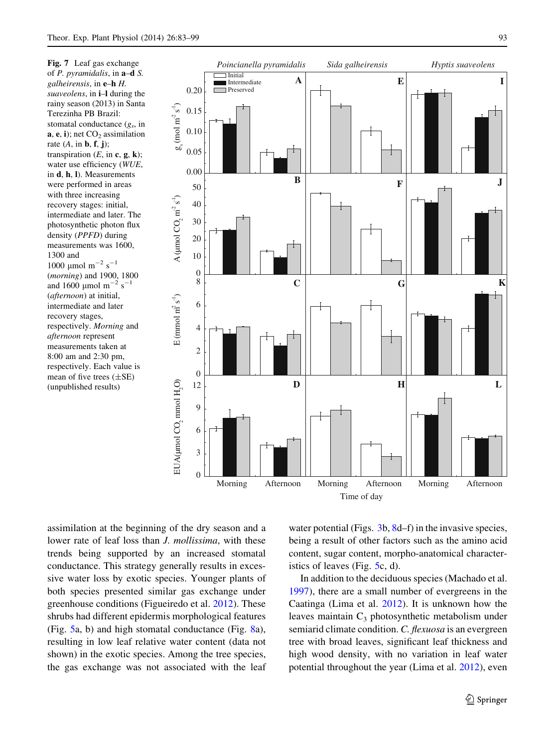**Fig. 7** Leaf gas exchange of *P. pyramidalis*, in **a**–**d** *S. galheirensis*, in **e**–**h** *H. suaveolens*, in **i**–**l** during the rainy season (2013) in Santa Terezinha PB Brazil: stomatal conductance ($g_s$, in **a**, **e**, **i**); net $CO_2$ assimilation rate (*A*, in **b**, **f**, **j**); transpiration (*E*, in **c**, **g**, **k**); water use efficiency (*WUE*, in **d**, **h**, **l**). Measurements were performed in areas with three increasing recovery stages: initial, intermediate and later. The photosynthetic photon flux density (*PPFD*) during measurements was 1600, 1300 and 1000 µmol $m^{-2}$ $s^{-1}$ (*morning*) and 1900, 1800 and 1600 µmol $m^{-2}$ $s^{-1}$ (*afternoon*) at initial, intermediate and later recovery stages, respectively. *Morning* and *afternoon* represent measurements taken at 8:00 am and 2:30 pm, respectively. Each value is mean of five trees (±SE) (unpublished results)

assimilation at the beginning of the dry season and a lower rate of leaf loss than *J. mollissima*, with these trends being supported by an increased stomatal conductance. This strategy generally results in excessive water loss by exotic species. Younger plants of both species presented similar gas exchange under greenhouse conditions (Figueiredo et al. 2012). These shrubs had different epidermis morphological features (Fig. 5a, b) and high stomatal conductance (Fig. 8a), resulting in low leaf relative water content (data not shown) in the exotic species. Among the tree species, the gas exchange was not associated with the leaf water potential (Figs. 3b, 8d–f) in the invasive species, being a result of other factors such as the amino acid content, sugar content, morpho-anatomical characteristics of leaves (Fig. 5c, d).

In addition to the deciduous species (Machado et al. 1997), there are a small number of evergreens in the Caatinga (Lima et al. 2012). It is unknown how the leaves maintain $C_3$ photosynthetic metabolism under semiarid climate condition. *C. flexuosa* is an evergreen tree with broad leaves, significant leaf thickness and high wood density, with no variation in leaf water potential throughout the year (Lima et al. 2012), even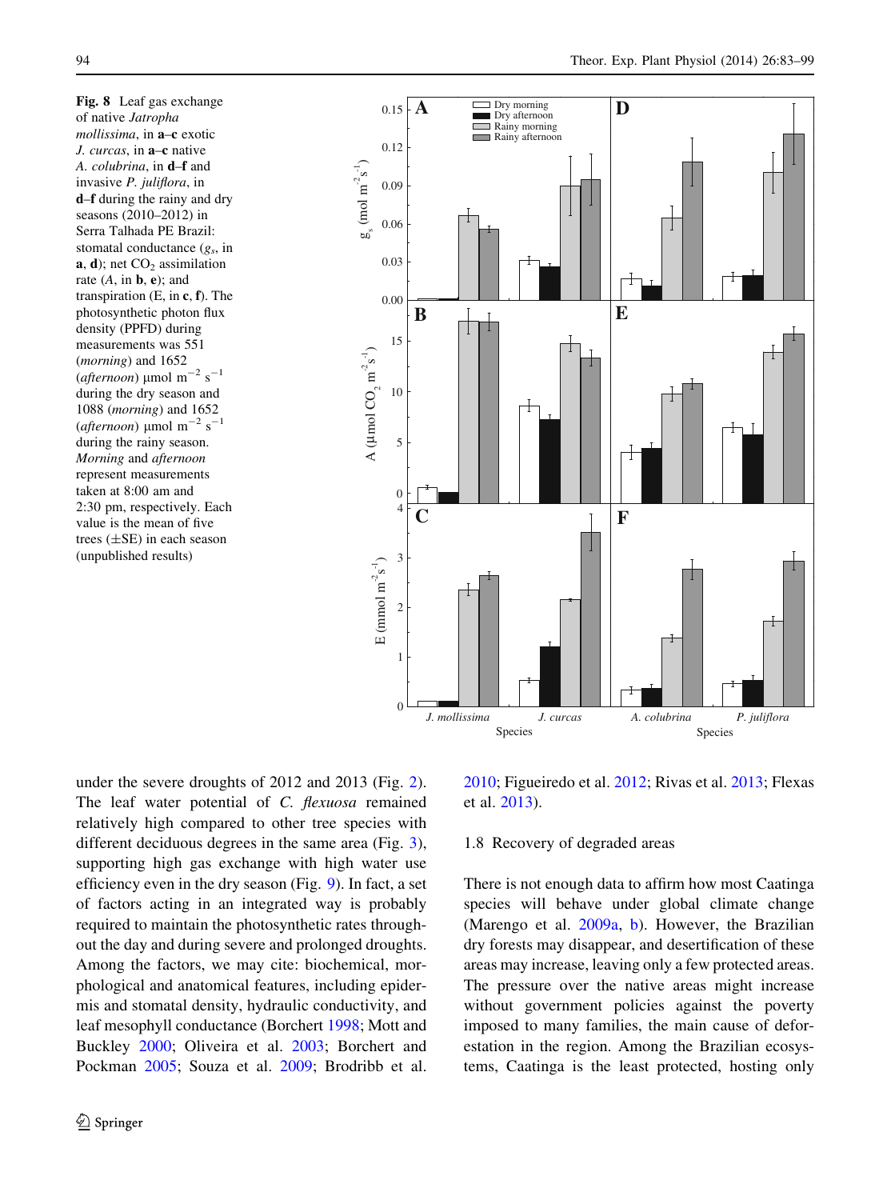**Fig. 8** Leaf gas exchange of native *Jatropha mollissima*, in **a**–**c** exotic *J. curcas*, in **a**–**c** native *A. colubrina*, in **d**–**f** and invasive *P. juliflora*, in **d**–**f** during the rainy and dry seasons (2010–2012) in Serra Talhada PE Brazil: stomatal conductance ($g_s$, in **a**, **d**); net $CO_2$ assimilation rate (*A*, in **b**, **e**); and transpiration (E, in **c**, **f**). The photosynthetic photon flux density (PPFD) during measurements was 551 (*morning*) and 1652 (*afternoon*) µmol $m^{-2}$ $s^{-1}$ during the dry season and 1088 (*morning*) and 1652 (*afternoon*) µmol $m^{-2}$ $s^{-1}$ during the rainy season. *Morning* and *afternoon* represent measurements taken at 8:00 am and 2:30 pm, respectively. Each value is the mean of five trees (±SE) in each season (unpublished results)

under the severe droughts of 2012 and 2013 (Fig. 2). The leaf water potential of *C. flexuosa* remained relatively high compared to other tree species with different deciduous degrees in the same area (Fig. 3), supporting high gas exchange with high water use efficiency even in the dry season (Fig. 9). In fact, a set of factors acting in an integrated way is probably required to maintain the photosynthetic rates throughout the day and during severe and prolonged droughts. Among the factors, we may cite: biochemical, morphological and anatomical features, including epidermis and stomatal density, hydraulic conductivity, and leaf mesophyll conductance (Borchert 1998; Mott and Buckley 2000; Oliveira et al. 2003; Borchert and Pockman 2005; Souza et al. 2009; Brodribb et al. 2010; Figueiredo et al. 2012; Rivas et al. 2013; Flexas et al. 2013).

### 1.8 Recovery of degraded areas

There is not enough data to affirm how most Caatinga species will behave under global climate change (Marengo et al. 2009a, b). However, the Brazilian dry forests may disappear, and desertification of these areas may increase, leaving only a few protected areas. The pressure over the native areas might increase without government policies against the poverty imposed to many families, the main cause of deforestation in the region. Among the Brazilian ecosystems, Caatinga is the least protected, hosting only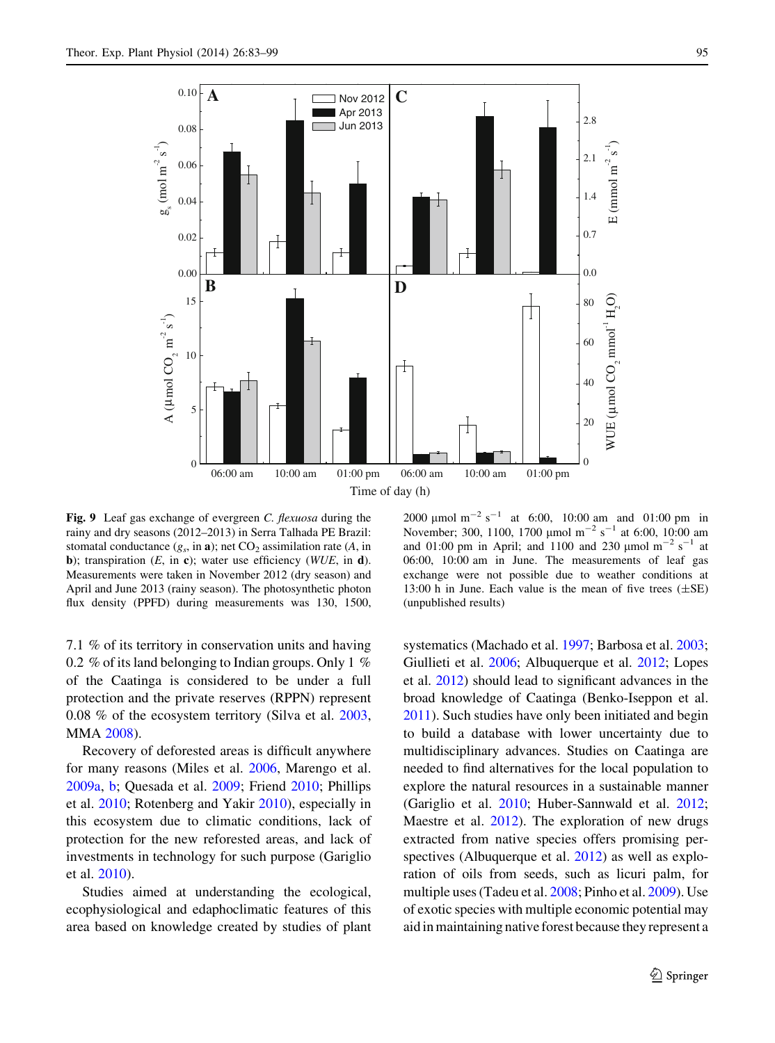**Fig. 9** Leaf gas exchange of evergreen *C. flexuosa* during the rainy and dry seasons (2012–2013) in Serra Talhada PE Brazil: stomatal conductance ($g_s$, in **a**); net $CO_2$ assimilation rate (*A*, in **b**); transpiration (*E*, in **c**); water use efficiency (*WUE*, in **d**). Measurements were taken in November 2012 (dry season) and April and June 2013 (rainy season). The photosynthetic photon flux density (PPFD) during measurements was 130, 1500, 2000 µmol $m^{-2}$ $s^{-1}$ at 6:00, 10:00 am and 01:00 pm in November; 300, 1100, 1700 µmol $m^{-2}$ $s^{-1}$ at 6:00, 10:00 am and 01:00 pm in April; and 1100 and 230 µmol $m^{-2}$ $s^{-1}$ at 06:00, 10:00 am in June. The measurements of leaf gas exchange were not possible due to weather conditions at 13:00 h in June. Each value is the mean of five trees (±SE) (unpublished results)

7.1 % of its territory in conservation units and having 0.2 % of its land belonging to Indian groups. Only 1 % of the Caatinga is considered to be under a full protection and the private reserves (RPPN) represent 0.08 % of the ecosystem territory (Silva et al. 2003, MMA 2008).

Recovery of deforested areas is difficult anywhere for many reasons (Miles et al. 2006, Marengo et al. 2009a, b; Quesada et al. 2009; Friend 2010; Phillips et al. 2010; Rotenberg and Yakir 2010), especially in this ecosystem due to climatic conditions, lack of protection for the new reforested areas, and lack of investments in technology for such purpose (Gariglio et al. 2010).

Studies aimed at understanding the ecological, ecophysiological and edaphoclimatic features of this area based on knowledge created by studies of plant systematics (Machado et al. 1997; Barbosa et al. 2003; Giullieti et al. 2006; Albuquerque et al. 2012; Lopes et al. 2012) should lead to significant advances in the broad knowledge of Caatinga (Benko-Iseppon et al. 2011). Such studies have only been initiated and begin to build a database with lower uncertainty due to multidisciplinary advances. Studies on Caatinga are needed to find alternatives for the local population to explore the natural resources in a sustainable manner (Gariglio et al. 2010; Huber-Sannwald et al. 2012; Maestre et al. 2012). The exploration of new drugs extracted from native species offers promising perspectives (Albuquerque et al. 2012) as well as exploration of oils from seeds, such as licuri palm, for multiple uses (Tadeu et al. 2008; Pinho et al. 2009). Use of exotic species with multiple economic potential may aid in maintaining native forest because they represent a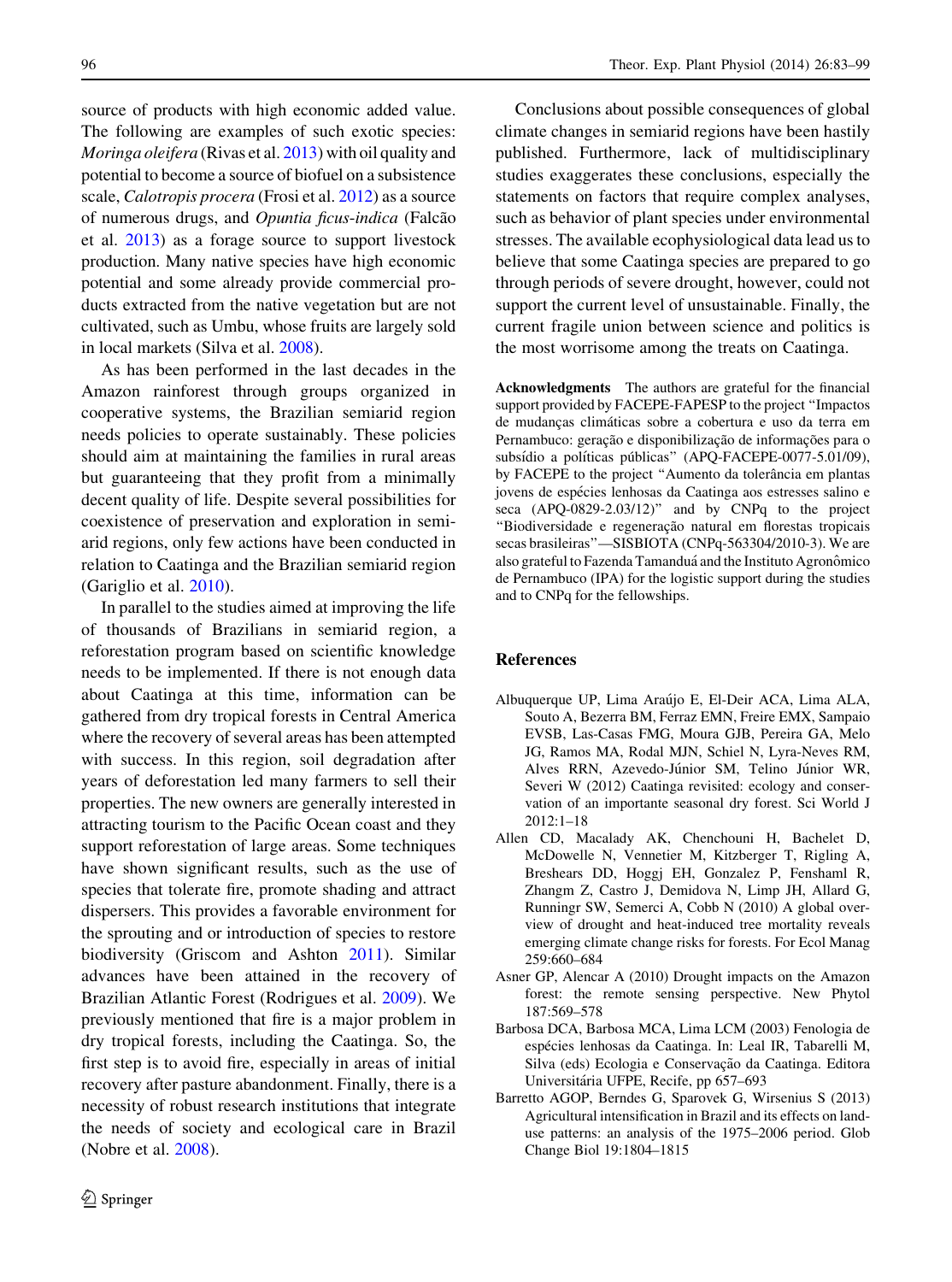source of products with high economic added value. The following are examples of such exotic species: *Moringa oleifera* (Rivas et al. 2013) with oil quality and potential to become a source of biofuel on a subsistence scale, *Calotropis procera* (Frosi et al. 2012) as a source of numerous drugs, and *Opuntia ficus-indica* (Falcão et al. 2013) as a forage source to support livestock production. Many native species have high economic potential and some already provide commercial products extracted from the native vegetation but are not cultivated, such as Umbu, whose fruits are largely sold in local markets (Silva et al. 2008).

As has been performed in the last decades in the Amazon rainforest through groups organized in cooperative systems, the Brazilian semiarid region needs policies to operate sustainably. These policies should aim at maintaining the families in rural areas but guaranteeing that they profit from a minimally decent quality of life. Despite several possibilities for coexistence of preservation and exploration in semiarid regions, only few actions have been conducted in relation to Caatinga and the Brazilian semiarid region (Gariglio et al. 2010).

In parallel to the studies aimed at improving the life of thousands of Brazilians in semiarid region, a reforestation program based on scientific knowledge needs to be implemented. If there is not enough data about Caatinga at this time, information can be gathered from dry tropical forests in Central America where the recovery of several areas has been attempted with success. In this region, soil degradation after years of deforestation led many farmers to sell their properties. The new owners are generally interested in attracting tourism to the Pacific Ocean coast and they support reforestation of large areas. Some techniques have shown significant results, such as the use of species that tolerate fire, promote shading and attract dispersers. This provides a favorable environment for the sprouting and or introduction of species to restore biodiversity (Griscom and Ashton 2011). Similar advances have been attained in the recovery of Brazilian Atlantic Forest (Rodrigues et al. 2009). We previously mentioned that fire is a major problem in dry tropical forests, including the Caatinga. So, the first step is to avoid fire, especially in areas of initial recovery after pasture abandonment. Finally, there is a necessity of robust research institutions that integrate the needs of society and ecological care in Brazil (Nobre et al. 2008).

Conclusions about possible consequences of global climate changes in semiarid regions have been hastily published. Furthermore, lack of multidisciplinary studies exaggerates these conclusions, especially the statements on factors that require complex analyses, such as behavior of plant species under environmental stresses. The available ecophysiological data lead us to believe that some Caatinga species are prepared to go through periods of severe drought, however, could not support the current level of unsustainable. Finally, the current fragile union between science and politics is the most worrisome among the treats on Caatinga.

**Acknowledgments** The authors are grateful for the financial support provided by FACEPE-FAPESP to the project "Impactos de mudanças climáticas sobre a cobertura e uso da terra em Pernambuco: geração e disponibilização de informações para o subsídio a políticas públicas" (APQ-FACEPE-0077-5.01/09), by FACEPE to the project "Aumento da tolerância em plantas jovens de espécies lenhosas da Caatinga aos estresses salino e seca (APQ-0829-2.03/12)" and by CNPq to the project "Biodiversidade e regeneração natural em florestas tropicais secas brasileiras"—SISBIOTA (CNPq-563304/2010-3). We are also grateful to Fazenda Tamanduá and the Instituto Agronômico de Pernambuco (IPA) for the logistic support during the studies and to CNPq for the fellowships.

## References

Albuquerque UP, Lima Araújo E, El-Deir ACA, Lima ALA, Souto A, Bezerra BM, Ferraz EMN, Freire EMX, Sampaio EVSB, Las-Casas FMG, Moura GJB, Pereira GA, Melo JG, Ramos MA, Rodal MJN, Schiel N, Lyra-Neves RM, Alves RRN, Azevedo-Júnior SM, Telino Júnior WR, Severi W (2012) Caatinga revisited: ecology and conservation of an importante seasonal dry forest. Sci World J 2012:1–18

Allen CD, Macalady AK, Chenchouni H, Bachelet D, McDowelle N, Vennetier M, Kitzberger T, Rigling A, Breshears DD, Hoggj EH, Gonzalez P, Fenshaml R, Zhangm Z, Castro J, Demidova N, Limp JH, Allard G, Runningr SW, Semerci A, Cobb N (2010) A global overview of drought and heat-induced tree mortality reveals emerging climate change risks for forests. For Ecol Manag 259:660–684

Asner GP, Alencar A (2010) Drought impacts on the Amazon forest: the remote sensing perspective. New Phytol 187:569–578

Barbosa DCA, Barbosa MCA, Lima LCM (2003) Fenologia de espécies lenhosas da Caatinga. In: Leal IR, Tabarelli M, Silva (eds) Ecologia e Conservação da Caatinga. Editora Universitária UFPE, Recife, pp 657–693

Barretto AGOP, Berndes G, Sparovek G, Wirsenius S (2013) Agricultural intensification in Brazil and its effects on land-use patterns: an analysis of the 1975–2006 period. Glob Change Biol 19:1804–1815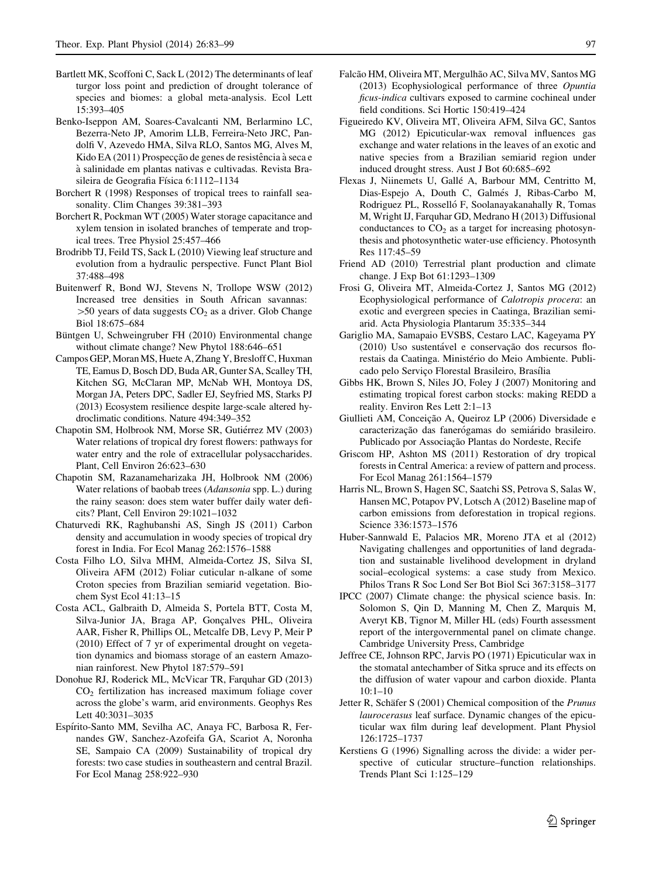Bartlett MK, Scoffoni C, Sack L (2012) The determinants of leaf turgor loss point and prediction of drought tolerance of species and biomes: a global meta-analysis. Ecol Lett 15:393–405

Benko-Iseppon AM, Soares-Cavalcanti NM, Berlarmino LC, Bezerra-Neto JP, Amorim LLB, Ferreira-Neto JRC, Pandolfi V, Azevedo HMA, Silva RLO, Santos MG, Alves M, Kido EA (2011) Prospecção de genes de resistência à seca e à salinidade em plantas nativas e cultivadas. Revista Brasileira de Geografia Física 6:1112–1134

Borchert R (1998) Responses of tropical trees to rainfall seasonality. Clim Changes 39:381–393

Borchert R, Pockman WT (2005) Water storage capacitance and xylem tension in isolated branches of temperate and tropical trees. Tree Physiol 25:457–466

Brodribb TJ, Feild TS, Sack L (2010) Viewing leaf structure and evolution from a hydraulic perspective. Funct Plant Biol 37:488–498

Buitenwerf R, Bond WJ, Stevens N, Trollope WSW (2012) Increased tree densities in South African savannas: >50 years of data suggests $CO_2$ as a driver. Glob Change Biol 18:675–684

Büntgen U, Schweingruber FH (2010) Environmental change without climate change? New Phytol 188:646–651

Campos GEP, Moran MS, Huete A, Zhang Y, Bresloff C, Huxman TE, Eamus D, Bosch DD, Buda AR, Gunter SA, Scalley TH, Kitchen SG, McClaran MP, McNab WH, Montoya DS, Morgan JA, Peters DPC, Sadler EJ, Seyfried MS, Starks PJ (2013) Ecosystem resilience despite large-scale altered hydroclimatic conditions. Nature 494:349–352

Chapotin SM, Holbrook NM, Morse SR, Gutiérrez MV (2003) Water relations of tropical dry forest flowers: pathways for water entry and the role of extracellular polysaccharides. Plant, Cell Environ 26:623–630

Chapotin SM, Razanameharizaka JH, Holbrook NM (2006) Water relations of baobab trees (*Adansonia* spp. L.) during the rainy season: does stem water buffer daily water deficits? Plant, Cell Environ 29:1021–1032

Chaturvedi RK, Raghubanshi AS, Singh JS (2011) Carbon density and accumulation in woody species of tropical dry forest in India. For Ecol Manag 262:1576–1588

Costa Filho LO, Silva MHM, Almeida-Cortez JS, Silva SI, Oliveira AFM (2012) Foliar cuticular n-alkane of some Croton species from Brazilian semiarid vegetation. Biochem Syst Ecol 41:13–15

Costa ACL, Galbraith D, Almeida S, Portela BTT, Costa M, Silva-Junior JA, Braga AP, Gonçalves PHL, Oliveira AAR, Fisher R, Phillips OL, Metcalfe DB, Levy P, Meir P (2010) Effect of 7 yr of experimental drought on vegetation dynamics and biomass storage of an eastern Amazonian rainforest. New Phytol 187:579–591

Donohue RJ, Roderick ML, McVicar TR, Farquhar GD (2013) $CO_2$ fertilization has increased maximum foliage cover across the globe's warm, arid environments. Geophys Res Lett 40:3031–3035

Espírito-Santo MM, Sevilha AC, Anaya FC, Barbosa R, Fernandes GW, Sanchez-Azofeifa GA, Scariot A, Noronha SE, Sampaio CA (2009) Sustainability of tropical dry forests: two case studies in southeastern and central Brazil. For Ecol Manag 258:922–930

Falcão HM, Oliveira MT, Mergulhão AC, Silva MV, Santos MG (2013) Ecophysiological performance of three *Opuntia ficus-indica* cultivars exposed to carmine cochineal under field conditions. Sci Hortic 150:419–424

Figueiredo KV, Oliveira MT, Oliveira AFM, Silva GC, Santos MG (2012) Epicuticular-wax removal influences gas exchange and water relations in the leaves of an exotic and native species from a Brazilian semiarid region under induced drought stress. Aust J Bot 60:685–692

Flexas J, Niinemets U, Gallé A, Barbour MM, Centritto M, Dias-Espejo A, Douth C, Galmés J, Ribas-Carbo M, Rodriguez PL, Rosselló F, Soolanayakanahally R, Tomas M, Wright IJ, Farquhar GD, Medrano H (2013) Diffusional conductances to $CO_2$ as a target for increasing photosynthesis and photosynthetic water-use efficiency. Photosynth Res 117:45–59

Friend AD (2010) Terrestrial plant production and climate change. J Exp Bot 61:1293–1309

Frosi G, Oliveira MT, Almeida-Cortez J, Santos MG (2012) Ecophysiological performance of *Calotropis procera*: an exotic and evergreen species in Caatinga, Brazilian semiarid. Acta Physiologia Plantarum 35:335–344

Gariglio MA, Samapaio EVSBS, Cestaro LAC, Kageyama PY (2010) Uso sustentável e conservação dos recursos florestais da Caatinga. Ministério do Meio Ambiente. Publicado pelo Serviço Florestal Brasileiro, Brasília

Gibbs HK, Brown S, Niles JO, Foley J (2007) Monitoring and estimating tropical forest carbon stocks: making REDD a reality. Environ Res Lett 2:1–13

Giullieti AM, Conceição A, Queiroz LP (2006) Diversidade e caracterização das fanerógamas do semiárido brasileiro. Publicado por Associação Plantas do Nordeste, Recife

Griscom HP, Ashton MS (2011) Restoration of dry tropical forests in Central America: a review of pattern and process. For Ecol Manag 261:1564–1579

Harris NL, Brown S, Hagen SC, Saatchi SS, Petrova S, Salas W, Hansen MC, Potapov PV, Lotsch A (2012) Baseline map of carbon emissions from deforestation in tropical regions. Science 336:1573–1576

Huber-Sannwald E, Palacios MR, Moreno JTA et al (2012) Navigating challenges and opportunities of land degradation and sustainable livelihood development in dryland social–ecological systems: a case study from Mexico. Philos Trans R Soc Lond Ser Bot Biol Sci 367:3158–3177

IPCC (2007) Climate change: the physical science basis. In: Solomon S, Qin D, Manning M, Chen Z, Marquis M, Averyt KB, Tignor M, Miller HL (eds) Fourth assessment report of the intergovernmental panel on climate change. Cambridge University Press, Cambridge

Jeffree CE, Johnson RPC, Jarvis PO (1971) Epicuticular wax in the stomatal antechamber of Sitka spruce and its effects on the diffusion of water vapour and carbon dioxide. Planta 10:1–10

Jetter R, Schäfer S (2001) Chemical composition of the *Prunus laurocerasus* leaf surface. Dynamic changes of the epicuticular wax film during leaf development. Plant Physiol 126:1725–1737

Kerstiens G (1996) Signalling across the divide: a wider perspective of cuticular structure–function relationships. Trends Plant Sci 1:125–129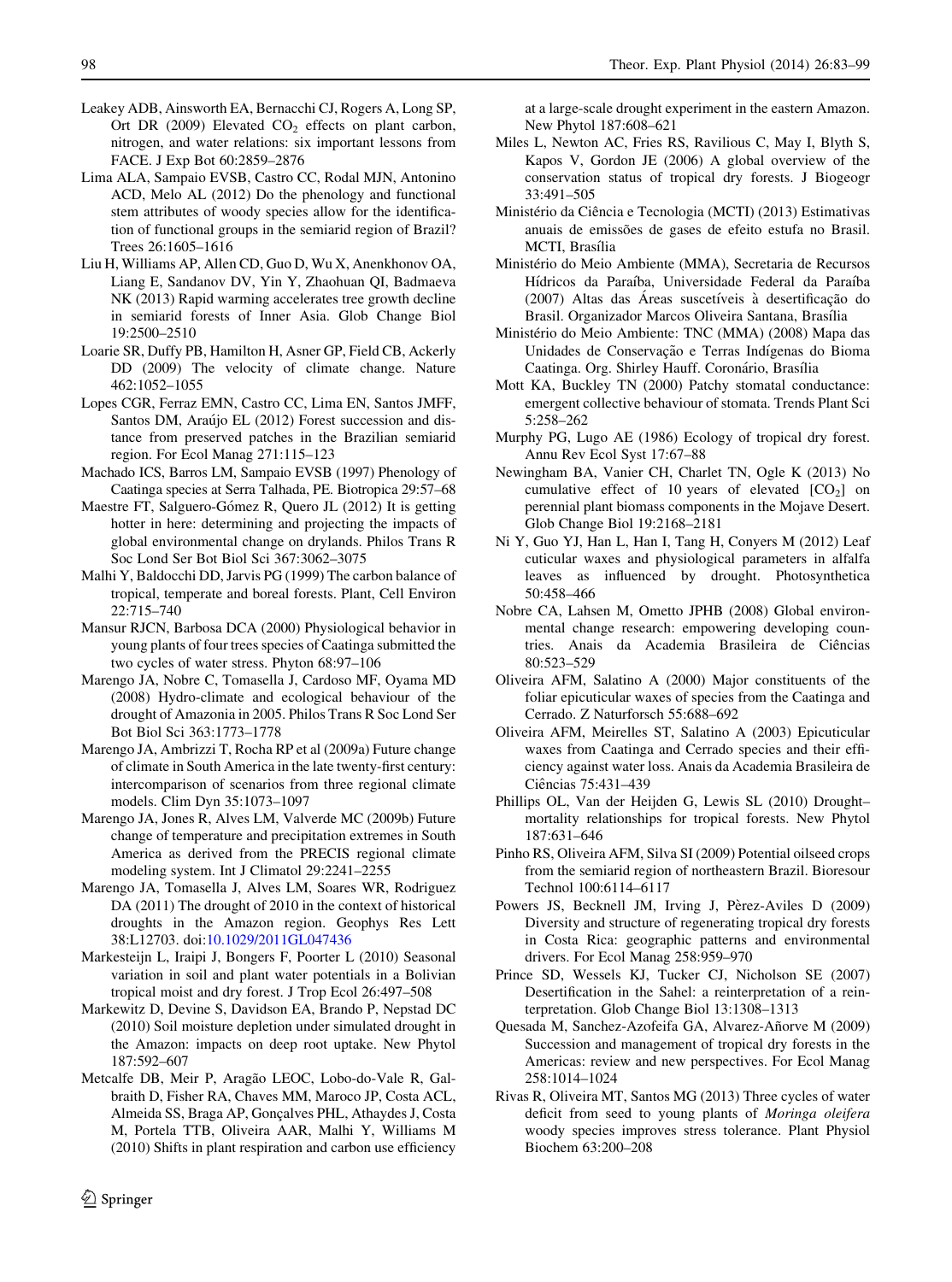Leakey ADB, Ainsworth EA, Bernacchi CJ, Rogers A, Long SP, Ort DR (2009) Elevated $CO_2$ effects on plant carbon, nitrogen, and water relations: six important lessons from FACE. J Exp Bot 60:2859–2876

Lima ALA, Sampaio EVSB, Castro CC, Rodal MJN, Antonino ACD, Melo AL (2012) Do the phenology and functional stem attributes of woody species allow for the identification of functional groups in the semiarid region of Brazil? Trees 26:1605–1616

Liu H, Williams AP, Allen CD, Guo D, Wu X, Anenkhonov OA, Liang E, Sandanov DV, Yin Y, Zhaohuan QI, Badmaeva NK (2013) Rapid warming accelerates tree growth decline in semiarid forests of Inner Asia. Glob Change Biol 19:2500–2510

Loarie SR, Duffy PB, Hamilton H, Asner GP, Field CB, Ackerly DD (2009) The velocity of climate change. Nature 462:1052–1055

Lopes CGR, Ferraz EMN, Castro CC, Lima EN, Santos JMFF, Santos DM, Araújo EL (2012) Forest succession and distance from preserved patches in the Brazilian semiarid region. For Ecol Manag 271:115–123

Machado ICS, Barros LM, Sampaio EVSB (1997) Phenology of Caatinga species at Serra Talhada, PE. Biotropica 29:57–68

Maestre FT, Salguero-Gómez R, Quero JL (2012) It is getting hotter in here: determining and projecting the impacts of global environmental change on drylands. Philos Trans R Soc Lond Ser Bot Biol Sci 367:3062–3075

Malhi Y, Baldocchi DD, Jarvis PG (1999) The carbon balance of tropical, temperate and boreal forests. Plant, Cell Environ 22:715–740

Mansur RJCN, Barbosa DCA (2000) Physiological behavior in young plants of four trees species of Caatinga submitted the two cycles of water stress. Phyton 68:97–106

Marengo JA, Nobre C, Tomasella J, Cardoso MF, Oyama MD (2008) Hydro-climate and ecological behaviour of the drought of Amazonia in 2005. Philos Trans R Soc Lond Ser Bot Biol Sci 363:1773–1778

Marengo JA, Ambrizzi T, Rocha RP et al (2009a) Future change of climate in South America in the late twenty-first century: intercomparison of scenarios from three regional climate models. Clim Dyn 35:1073–1097

Marengo JA, Jones R, Alves LM, Valverde MC (2009b) Future change of temperature and precipitation extremes in South America as derived from the PRECIS regional climate modeling system. Int J Climatol 29:2241–2255

Marengo JA, Tomasella J, Alves LM, Soares WR, Rodriguez DA (2011) The drought of 2010 in the context of historical droughts in the Amazon region. Geophys Res Lett 38:L12703. doi:10.1029/2011GL047436

Markesteijn L, Iraipi J, Bongers F, Poorter L (2010) Seasonal variation in soil and plant water potentials in a Bolivian tropical moist and dry forest. J Trop Ecol 26:497–508

Markewitz D, Devine S, Davidson EA, Brando P, Nepstad DC (2010) Soil moisture depletion under simulated drought in the Amazon: impacts on deep root uptake. New Phytol 187:592–607

Metcalfe DB, Meir P, Aragão LEOC, Lobo-do-Vale R, Galbraith D, Fisher RA, Chaves MM, Maroco JP, Costa ACL, Almeida SS, Braga AP, Gonçalves PHL, Athaydes J, Costa M, Portela TTB, Oliveira AAR, Malhi Y, Williams M (2010) Shifts in plant respiration and carbon use efficiency at a large-scale drought experiment in the eastern Amazon. New Phytol 187:608–621

Miles L, Newton AC, Fries RS, Ravilious C, May I, Blyth S, Kapos V, Gordon JE (2006) A global overview of the conservation status of tropical dry forests. J Biogeogr 33:491–505

Ministério da Ciência e Tecnologia (MCTI) (2013) Estimativas anuais de emissões de gases de efeito estufa no Brasil. MCTI, Brasília

Ministério do Meio Ambiente (MMA), Secretaria de Recursos Hídricos da Paraíba, Universidade Federal da Paraíba (2007) Altas das Áreas suscetíveis à desertificação do Brasil. Organizador Marcos Oliveira Santana, Brasília

Ministério do Meio Ambiente: TNC (MMA) (2008) Mapa das Unidades de Conservação e Terras Indígenas do Bioma Caatinga. Org. Shirley Hauff. Coronário, Brasília

Mott KA, Buckley TN (2000) Patchy stomatal conductance: emergent collective behaviour of stomata. Trends Plant Sci 5:258–262

Murphy PG, Lugo AE (1986) Ecology of tropical dry forest. Annu Rev Ecol Syst 17:67–88

Newingham BA, Vanier CH, Charlet TN, Ogle K (2013) No cumulative effect of 10 years of elevated [$CO_2$] on perennial plant biomass components in the Mojave Desert. Glob Change Biol 19:2168–2181

Ni Y, Guo YJ, Han L, Han I, Tang H, Conyers M (2012) Leaf cuticular waxes and physiological parameters in alfalfa leaves as influenced by drought. Photosynthetica 50:458–466

Nobre CA, Lahsen M, Ometto JPHB (2008) Global environmental change research: empowering developing countries. Anais da Academia Brasileira de Ciências 80:523–529

Oliveira AFM, Salatino A (2000) Major constituents of the foliar epicuticular waxes of species from the Caatinga and Cerrado. Z Naturforsch 55:688–692

Oliveira AFM, Meirelles ST, Salatino A (2003) Epicuticular waxes from Caatinga and Cerrado species and their efficiency against water loss. Anais da Academia Brasileira de Ciências 75:431–439

Phillips OL, Van der Heijden G, Lewis SL (2010) Drought–mortality relationships for tropical forests. New Phytol 187:631–646

Pinho RS, Oliveira AFM, Silva SI (2009) Potential oilseed crops from the semiarid region of northeastern Brazil. Bioresour Technol 100:6114–6117

Powers JS, Becknell JM, Irving J, Pèrez-Aviles D (2009) Diversity and structure of regenerating tropical dry forests in Costa Rica: geographic patterns and environmental drivers. For Ecol Manag 258:959–970

Prince SD, Wessels KJ, Tucker CJ, Nicholson SE (2007) Desertification in the Sahel: a reinterpretation of a reinterpretation. Glob Change Biol 13:1308–1313

Quesada M, Sanchez-Azofeifa GA, Alvarez-Añorve M (2009) Succession and management of tropical dry forests in the Americas: review and new perspectives. For Ecol Manag 258:1014–1024

Rivas R, Oliveira MT, Santos MG (2013) Three cycles of water deficit from seed to young plants of *Moringa oleifera* woody species improves stress tolerance. Plant Physiol Biochem 63:200–208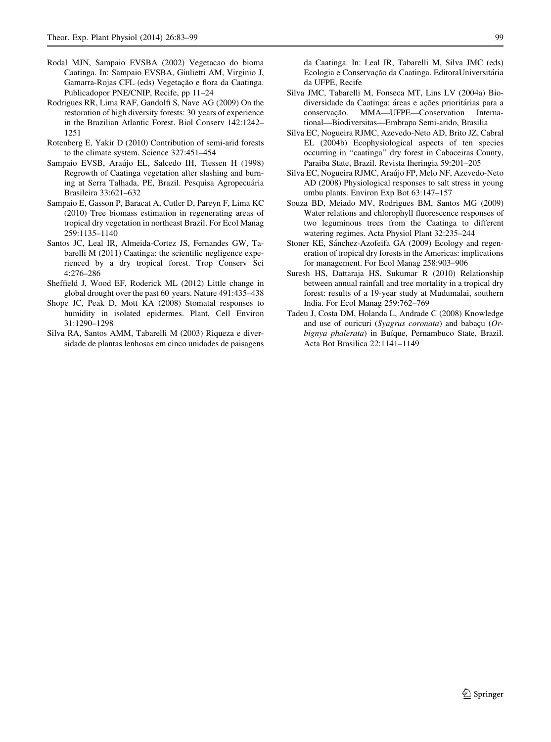Rodal MJN, Sampaio EVSBA (2002) Vegetacao do bioma Caatinga. In: Sampaio EVSBA, Giulietti AM, Virginio J, Gamarra-Rojas CFL (eds) Vegetação e flora da Caatinga. Publicadopor PNE/CNIP, Recife, pp 11–24

Rodrigues RR, Lima RAF, Gandolfi S, Nave AG (2009) On the restoration of high diversity forests: 30 years of experience in the Brazilian Atlantic Forest. Biol Conserv 142:1242–1251

Rotenberg E, Yakir D (2010) Contribution of semi-arid forests to the climate system. Science 327:451–454

Sampaio EVSB, Araújo EL, Salcedo IH, Tiessen H (1998) Regrowth of Caatinga vegetation after slashing and burning at Serra Talhada, PE, Brazil. Pesquisa Agropecuária Brasileira 33:621–632

Sampaio E, Gasson P, Baracat A, Cutler D, Pareyn F, Lima KC (2010) Tree biomass estimation in regenerating areas of tropical dry vegetation in northeast Brazil. For Ecol Manag 259:1135–1140

Santos JC, Leal IR, Almeida-Cortez JS, Fernandes GW, Tabarelli M (2011) Caatinga: the scientific negligence experienced by a dry tropical forest. Trop Conserv Sci 4:276–286

Sheffield J, Wood EF, Roderick ML (2012) Little change in global drought over the past 60 years. Nature 491:435–438

Shope JC, Peak D, Mott KA (2008) Stomatal responses to humidity in isolated epidermes. Plant, Cell Environ 31:1290–1298

Silva RA, Santos AMM, Tabarelli M (2003) Riqueza e diversidade de plantas lenhosas em cinco unidades de paisagens da Caatinga. In: Leal IR, Tabarelli M, Silva JMC (eds) Ecologia e Conservação da Caatinga. EditoraUniversitária da UFPE, Recife

Silva JMC, Tabarelli M, Fonseca MT, Lins LV (2004a) Biodiversidade da Caatinga: áreas e ações prioritárias para a conservação. MMA—UFPE—Conservation International—Biodiversitas—Embrapa Semi-arido, Brasilia

Silva EC, Nogueira RJMC, Azevedo-Neto AD, Brito JZ, Cabral EL (2004b) Ecophysiological aspects of ten species occurring in "caatinga" dry forest in Cabaceiras County, Paraiba State, Brazil. Revista Iheringia 59:201–205

Silva EC, Nogueira RJMC, Araújo FP, Melo NF, Azevedo-Neto AD (2008) Physiological responses to salt stress in young umbu plants. Environ Exp Bot 63:147–157

Souza BD, Meiado MV, Rodrigues BM, Santos MG (2009) Water relations and chlorophyll fluorescence responses of two leguminous trees from the Caatinga to different watering regimes. Acta Physiol Plant 32:235–244

Stoner KE, Sánchez-Azofeifa GA (2009) Ecology and regeneration of tropical dry forests in the Americas: implications for management. For Ecol Manag 258:903–906

Suresh HS, Dattaraja HS, Sukumar R (2010) Relationship between annual rainfall and tree mortality in a tropical dry forest: results of a 19-year study at Mudumalai, southern India. For Ecol Manag 259:762–769

Tadeu J, Costa DM, Holanda L, Andrade C (2008) Knowledge and use of ouricuri (*Syagrus coronata*) and babaçu (*Orbignya phalerata*) in Buíque, Pernambuco State, Brazil. Acta Bot Brasilica 22:1141–1149